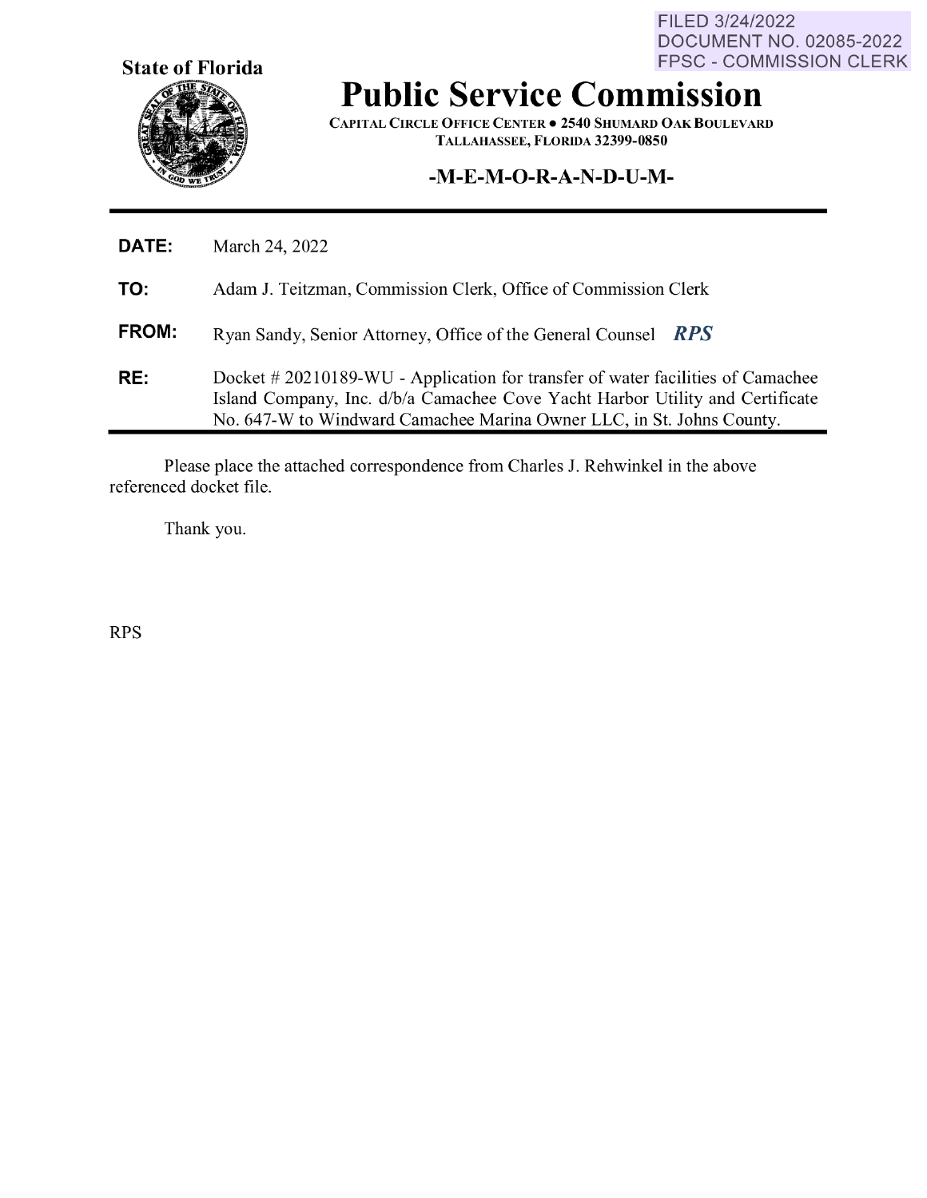FILED 3/24/2022
DOCUMENT NO. 02085-2022
FPSC - COMMISSION CLERK

**State of Florida**

# Public Service Commission

CAPITAL CIRCLE OFFICE CENTER ● 2540 SHUMARD OAK BOULEVARD
TALLAHASSEE, FLORIDA 32399-0850

**-M-E-M-O-R-A-N-D-U-M-**

**DATE:** March 24, 2022

**TO:** Adam J. Teitzman, Commission Clerk, Office of Commission Clerk

**FROM:** Ryan Sandy, Senior Attorney, Office of the General Counsel ***RPS***

**RE:** Docket # 20210189-WU - Application for transfer of water facilities of Camachee Island Company, Inc. d/b/a Camachee Cove Yacht Harbor Utility and Certificate No. 647-W to Windward Camachee Marina Owner LLC, in St. Johns County.

Please place the attached correspondence from Charles J. Rehwinkel in the above referenced docket file.

Thank you.

RPS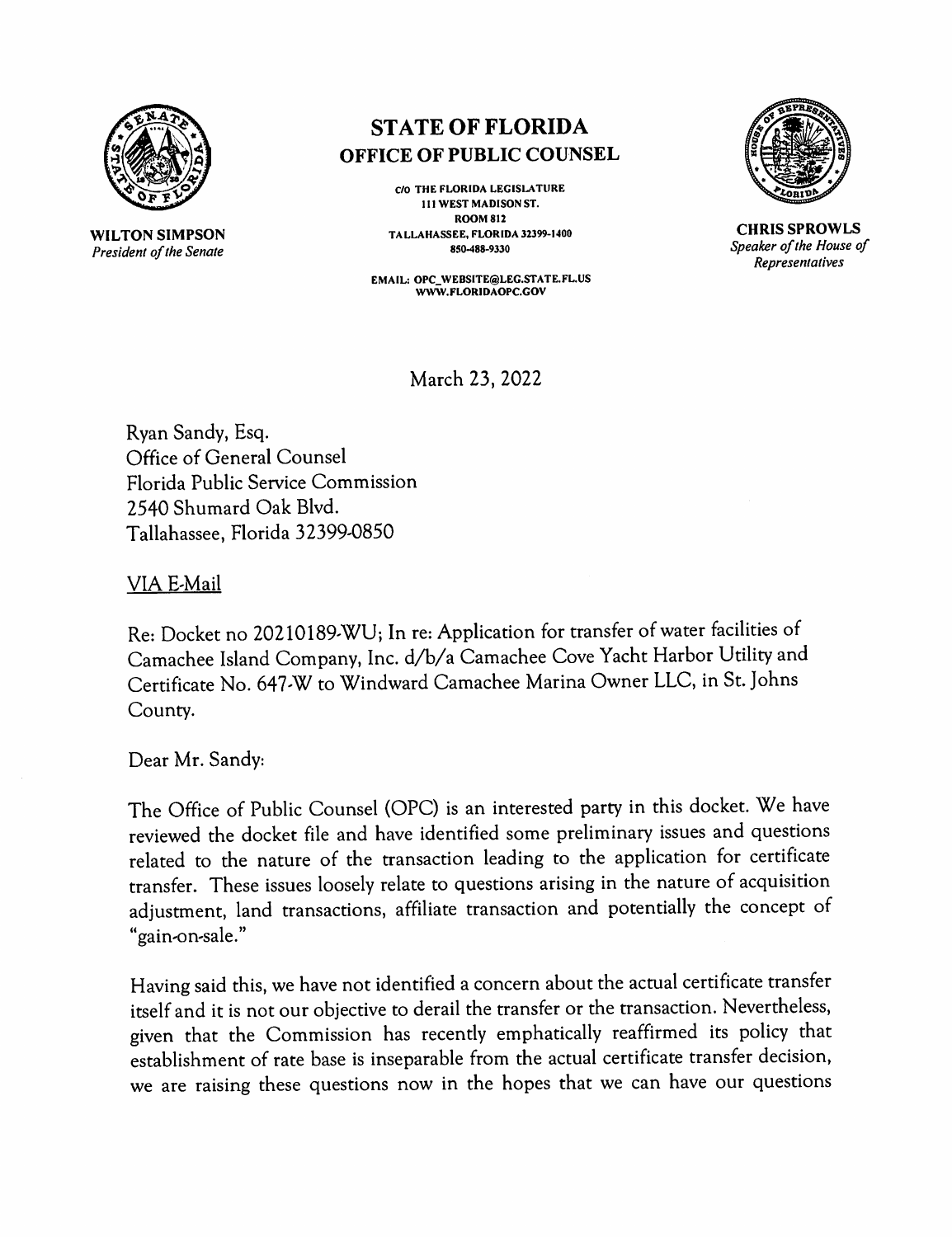**WILTON SIMPSON**
*President of the Senate*

# STATE OF FLORIDA
## OFFICE OF PUBLIC COUNSEL

C/O THE FLORIDA LEGISLATURE
111 WEST MADISON ST.
ROOM 812
TALLAHASSEE, FLORIDA 32399-1400
850-488-9330

EMAIL: OPC_WEBSITE@LEG.STATE.FL.US
WWW.FLORIDAOPC.GOV

**CHRIS SPROWLS**
*Speaker of the House of Representatives*

March 23, 2022

Ryan Sandy, Esq.
Office of General Counsel
Florida Public Service Commission
2540 Shumard Oak Blvd.
Tallahassee, Florida 32399-0850

VIA E-Mail

Re: Docket no 20210189-WU; In re: Application for transfer of water facilities of Camachee Island Company, Inc. d/b/a Camachee Cove Yacht Harbor Utility and Certificate No. 647-W to Windward Camachee Marina Owner LLC, in St. Johns County.

Dear Mr. Sandy:

The Office of Public Counsel (OPC) is an interested party in this docket. We have reviewed the docket file and have identified some preliminary issues and questions related to the nature of the transaction leading to the application for certificate transfer. These issues loosely relate to questions arising in the nature of acquisition adjustment, land transactions, affiliate transaction and potentially the concept of "gain-on-sale."

Having said this, we have not identified a concern about the actual certificate transfer itself and it is not our objective to derail the transfer or the transaction. Nevertheless, given that the Commission has recently emphatically reaffirmed its policy that establishment of rate base is inseparable from the actual certificate transfer decision, we are raising these questions now in the hopes that we can have our questions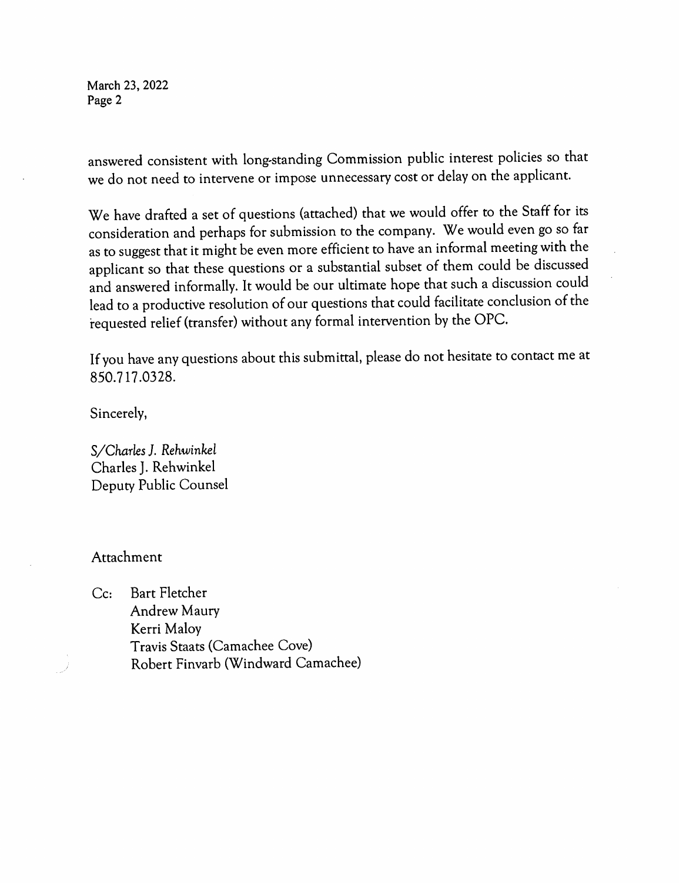answered consistent with long-standing Commission public interest policies so that we do not need to intervene or impose unnecessary cost or delay on the applicant.

We have drafted a set of questions (attached) that we would offer to the Staff for its consideration and perhaps for submission to the company. We would even go so far as to suggest that it might be even more efficient to have an informal meeting with the applicant so that these questions or a substantial subset of them could be discussed and answered informally. It would be our ultimate hope that such a discussion could lead to a productive resolution of our questions that could facilitate conclusion of the requested relief (transfer) without any formal intervention by the OPC.

If you have any questions about this submittal, please do not hesitate to contact me at 850.717.0328.

Sincerely,

*S/Charles J. Rehwinkel*
Charles J. Rehwinkel
Deputy Public Counsel

Attachment

Cc: Bart Fletcher
Andrew Maury
Kerri Maloy
Travis Staats (Camachee Cove)
Robert Finvarb (Windward Camachee)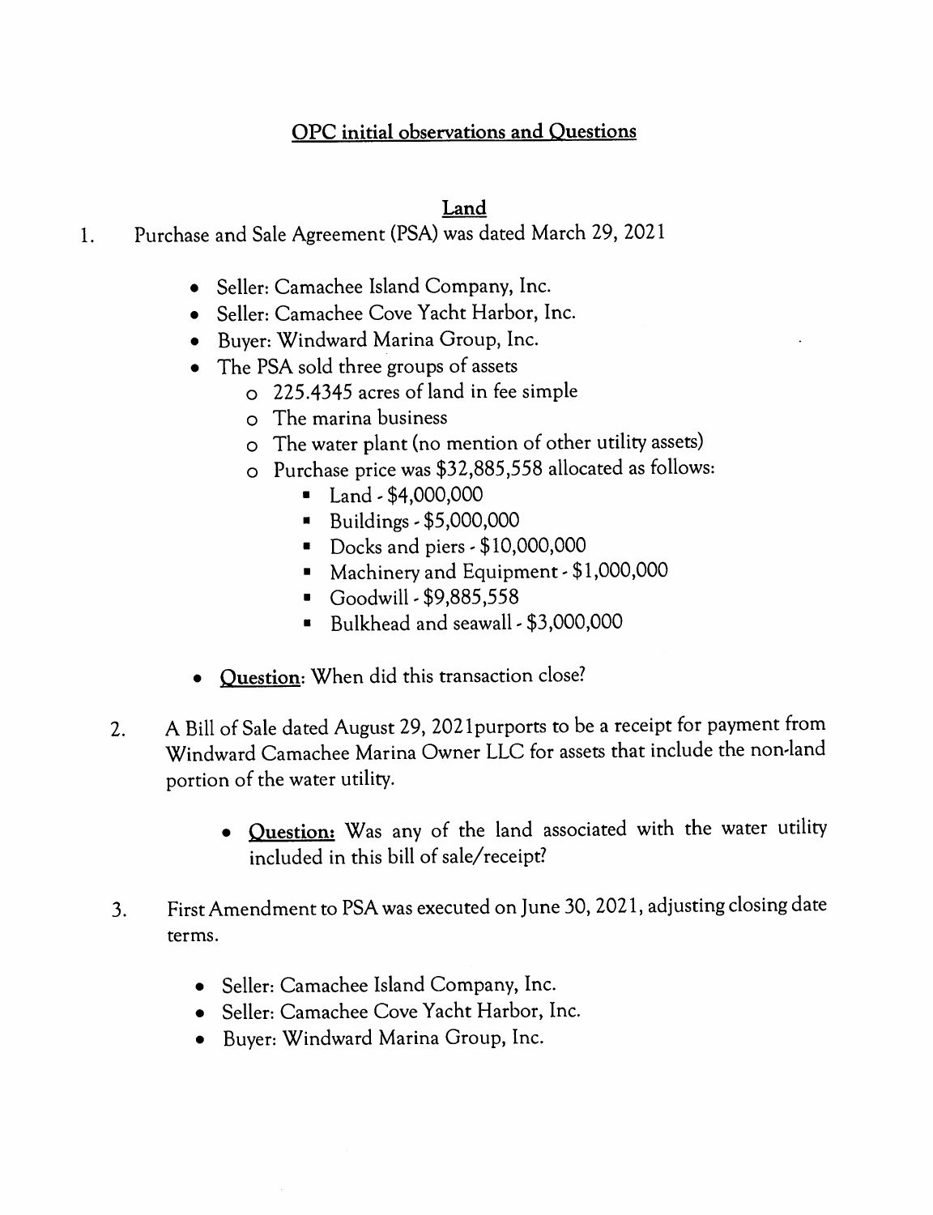# OPC initial observations and Questions

## Land

1. Purchase and Sale Agreement (PSA) was dated March 29, 2021

    - Seller: Camachee Island Company, Inc.
    - Seller: Camachee Cove Yacht Harbor, Inc.
    - Buyer: Windward Marina Group, Inc.
    - The PSA sold three groups of assets
        - 225.4345 acres of land in fee simple
        - The marina business
        - The water plant (no mention of other utility assets)
        - Purchase price was $32,885,558 allocated as follows:
            - Land - $4,000,000
            - Buildings - $5,000,000
            - Docks and piers - $10,000,000
            - Machinery and Equipment - $1,000,000
            - Goodwill - $9,885,558
            - Bulkhead and seawall - $3,000,000
    - **Question**: When did this transaction close?

2. A Bill of Sale dated August 29, 2021purports to be a receipt for payment from Windward Camachee Marina Owner LLC for assets that include the non-land portion of the water utility.

    - **Question:** Was any of the land associated with the water utility included in this bill of sale/receipt?

3. First Amendment to PSA was executed on June 30, 2021, adjusting closing date terms.

    - Seller: Camachee Island Company, Inc.
    - Seller: Camachee Cove Yacht Harbor, Inc.
    - Buyer: Windward Marina Group, Inc.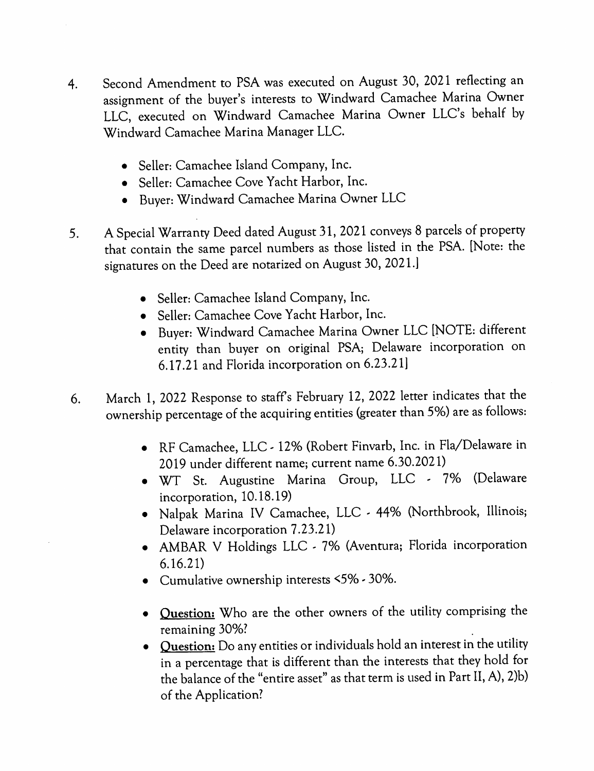4. Second Amendment to PSA was executed on August 30, 2021 reflecting an assignment of the buyer's interests to Windward Camachee Marina Owner LLC, executed on Windward Camachee Marina Owner LLC's behalf by Windward Camachee Marina Manager LLC.

   - Seller: Camachee Island Company, Inc.
   - Seller: Camachee Cove Yacht Harbor, Inc.
   - Buyer: Windward Camachee Marina Owner LLC

5. A Special Warranty Deed dated August 31, 2021 conveys 8 parcels of property that contain the same parcel numbers as those listed in the PSA. [Note: the signatures on the Deed are notarized on August 30, 2021.]

   - Seller: Camachee Island Company, Inc.
   - Seller: Camachee Cove Yacht Harbor, Inc.
   - Buyer: Windward Camachee Marina Owner LLC [NOTE: different entity than buyer on original PSA; Delaware incorporation on 6.17.21 and Florida incorporation on 6.23.21]

6. March 1, 2022 Response to staff's February 12, 2022 letter indicates that the ownership percentage of the acquiring entities (greater than 5%) are as follows:

   - RF Camachee, LLC - 12% (Robert Finvarb, Inc. in Fla/Delaware in 2019 under different name; current name 6.30.2021)
   - WT St. Augustine Marina Group, LLC - 7% (Delaware incorporation, 10.18.19)
   - Nalpak Marina IV Camachee, LLC - 44% (Northbrook, Illinois; Delaware incorporation 7.23.21)
   - AMBAR V Holdings LLC - 7% (Aventura; Florida incorporation 6.16.21)
   - Cumulative ownership interests <5% - 30%.

   - **Question:** Who are the other owners of the utility comprising the remaining 30%?
   - **Question:** Do any entities or individuals hold an interest in the utility in a percentage that is different than the interests that they hold for the balance of the "entire asset" as that term is used in Part II, A), 2)b) of the Application?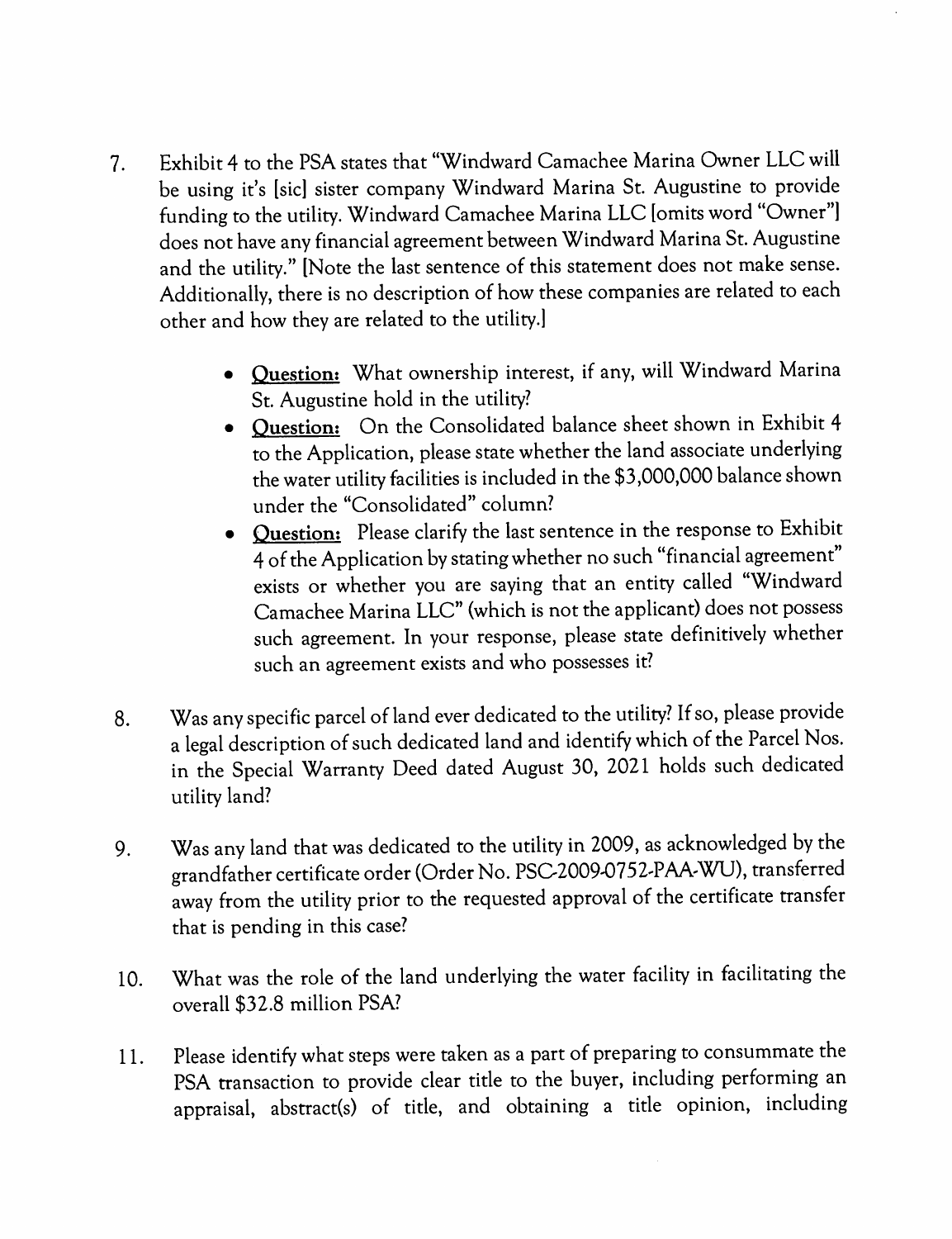7. Exhibit 4 to the PSA states that "Windward Camachee Marina Owner LLC will be using it's [sic] sister company Windward Marina St. Augustine to provide funding to the utility. Windward Camachee Marina LLC [omits word "Owner"] does not have any financial agreement between Windward Marina St. Augustine and the utility." [Note the last sentence of this statement does not make sense. Additionally, there is no description of how these companies are related to each other and how they are related to the utility.]

   - **<u>Question:</u>** What ownership interest, if any, will Windward Marina St. Augustine hold in the utility?
   - **<u>Question:</u>** On the Consolidated balance sheet shown in Exhibit 4 to the Application, please state whether the land associate underlying the water utility facilities is included in the $3,000,000 balance shown under the "Consolidated" column?
   - **<u>Question:</u>** Please clarify the last sentence in the response to Exhibit 4 of the Application by stating whether no such "financial agreement" exists or whether you are saying that an entity called "Windward Camachee Marina LLC" (which is not the applicant) does not possess such agreement. In your response, please state definitively whether such an agreement exists and who possesses it?

8. Was any specific parcel of land ever dedicated to the utility? If so, please provide a legal description of such dedicated land and identify which of the Parcel Nos. in the Special Warranty Deed dated August 30, 2021 holds such dedicated utility land?

9. Was any land that was dedicated to the utility in 2009, as acknowledged by the grandfather certificate order (Order No. PSC-2009-0752-PAA-WU), transferred away from the utility prior to the requested approval of the certificate transfer that is pending in this case?

10. What was the role of the land underlying the water facility in facilitating the overall $32.8 million PSA?

11. Please identify what steps were taken as a part of preparing to consummate the PSA transaction to provide clear title to the buyer, including performing an appraisal, abstract(s) of title, and obtaining a title opinion, including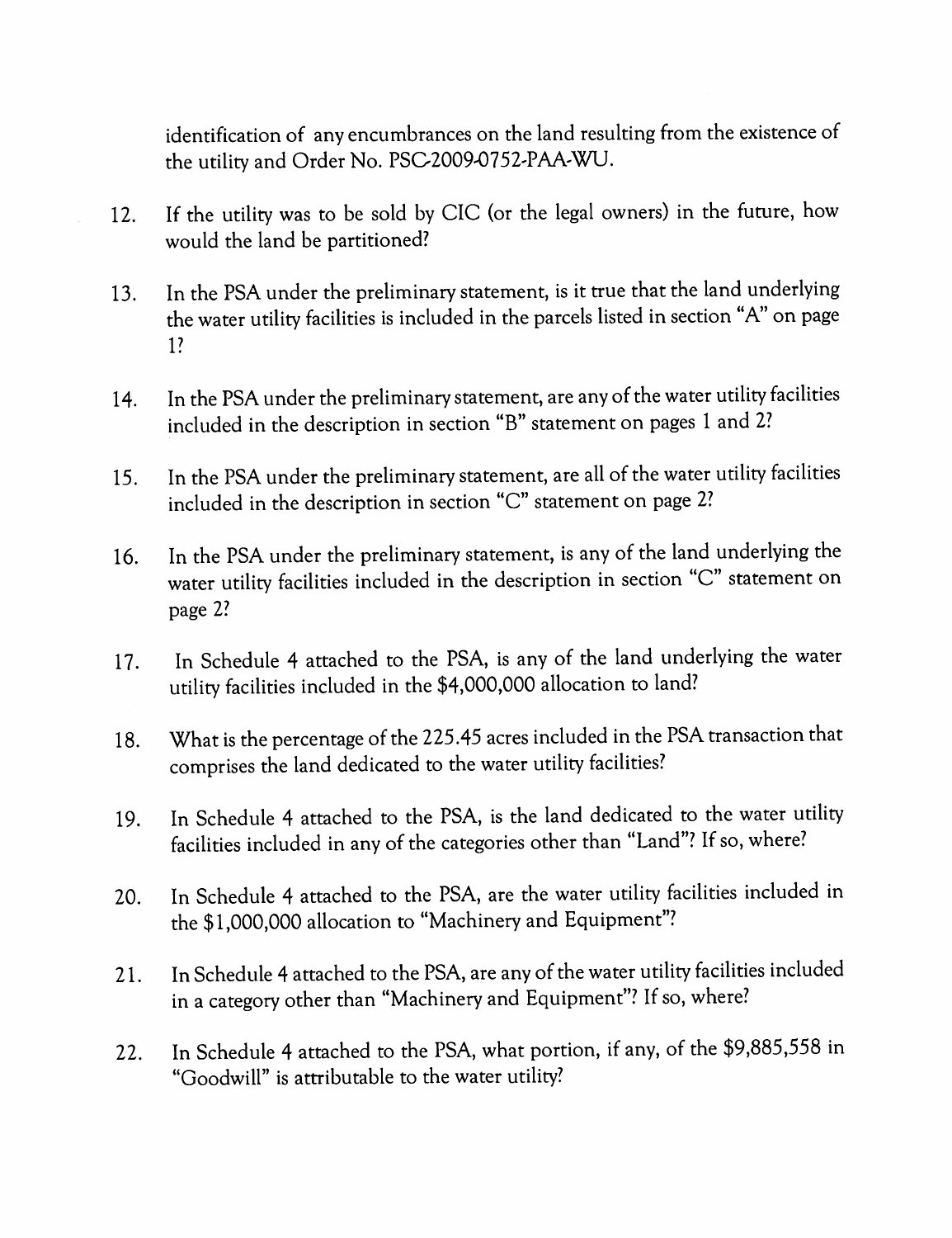identification of any encumbrances on the land resulting from the existence of the utility and Order No. PSC-2009-0752-PAA-WU.

12. If the utility was to be sold by CIC (or the legal owners) in the future, how would the land be partitioned?

13. In the PSA under the preliminary statement, is it true that the land underlying the water utility facilities is included in the parcels listed in section "A" on page 1?

14. In the PSA under the preliminary statement, are any of the water utility facilities included in the description in section "B" statement on pages 1 and 2?

15. In the PSA under the preliminary statement, are all of the water utility facilities included in the description in section "C" statement on page 2?

16. In the PSA under the preliminary statement, is any of the land underlying the water utility facilities included in the description in section "C" statement on page 2?

17. In Schedule 4 attached to the PSA, is any of the land underlying the water utility facilities included in the $4,000,000 allocation to land?

18. What is the percentage of the 225.45 acres included in the PSA transaction that comprises the land dedicated to the water utility facilities?

19. In Schedule 4 attached to the PSA, is the land dedicated to the water utility facilities included in any of the categories other than "Land"? If so, where?

20. In Schedule 4 attached to the PSA, are the water utility facilities included in the $1,000,000 allocation to "Machinery and Equipment"?

21. In Schedule 4 attached to the PSA, are any of the water utility facilities included in a category other than "Machinery and Equipment"? If so, where?

22. In Schedule 4 attached to the PSA, what portion, if any, of the $9,885,558 in "Goodwill" is attributable to the water utility?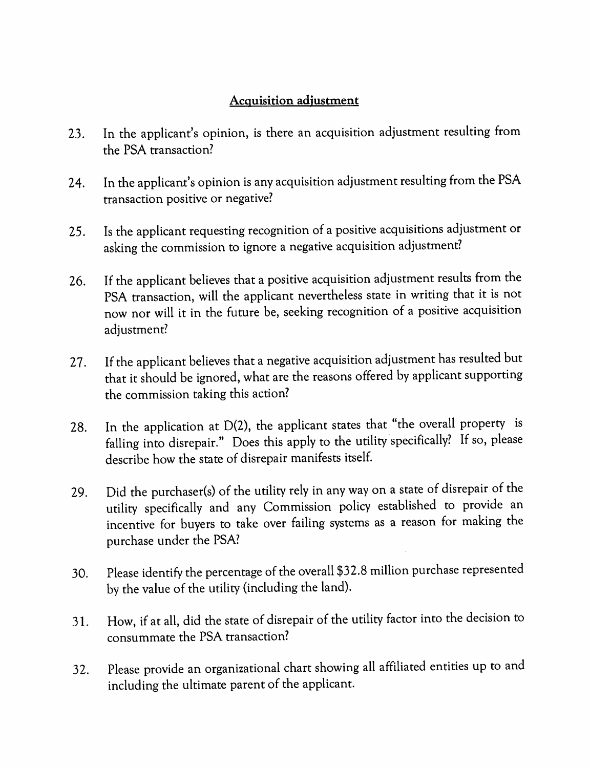## Acquisition adjustment

23. In the applicant's opinion, is there an acquisition adjustment resulting from the PSA transaction?

24. In the applicant's opinion is any acquisition adjustment resulting from the PSA transaction positive or negative?

25. Is the applicant requesting recognition of a positive acquisitions adjustment or asking the commission to ignore a negative acquisition adjustment?

26. If the applicant believes that a positive acquisition adjustment results from the PSA transaction, will the applicant nevertheless state in writing that it is not now nor will it in the future be, seeking recognition of a positive acquisition adjustment?

27. If the applicant believes that a negative acquisition adjustment has resulted but that it should be ignored, what are the reasons offered by applicant supporting the commission taking this action?

28. In the application at D(2), the applicant states that "the overall property is falling into disrepair." Does this apply to the utility specifically? If so, please describe how the state of disrepair manifests itself.

29. Did the purchaser(s) of the utility rely in any way on a state of disrepair of the utility specifically and any Commission policy established to provide an incentive for buyers to take over failing systems as a reason for making the purchase under the PSA?

30. Please identify the percentage of the overall $32.8 million purchase represented by the value of the utility (including the land).

31. How, if at all, did the state of disrepair of the utility factor into the decision to consummate the PSA transaction?

32. Please provide an organizational chart showing all affiliated entities up to and including the ultimate parent of the applicant.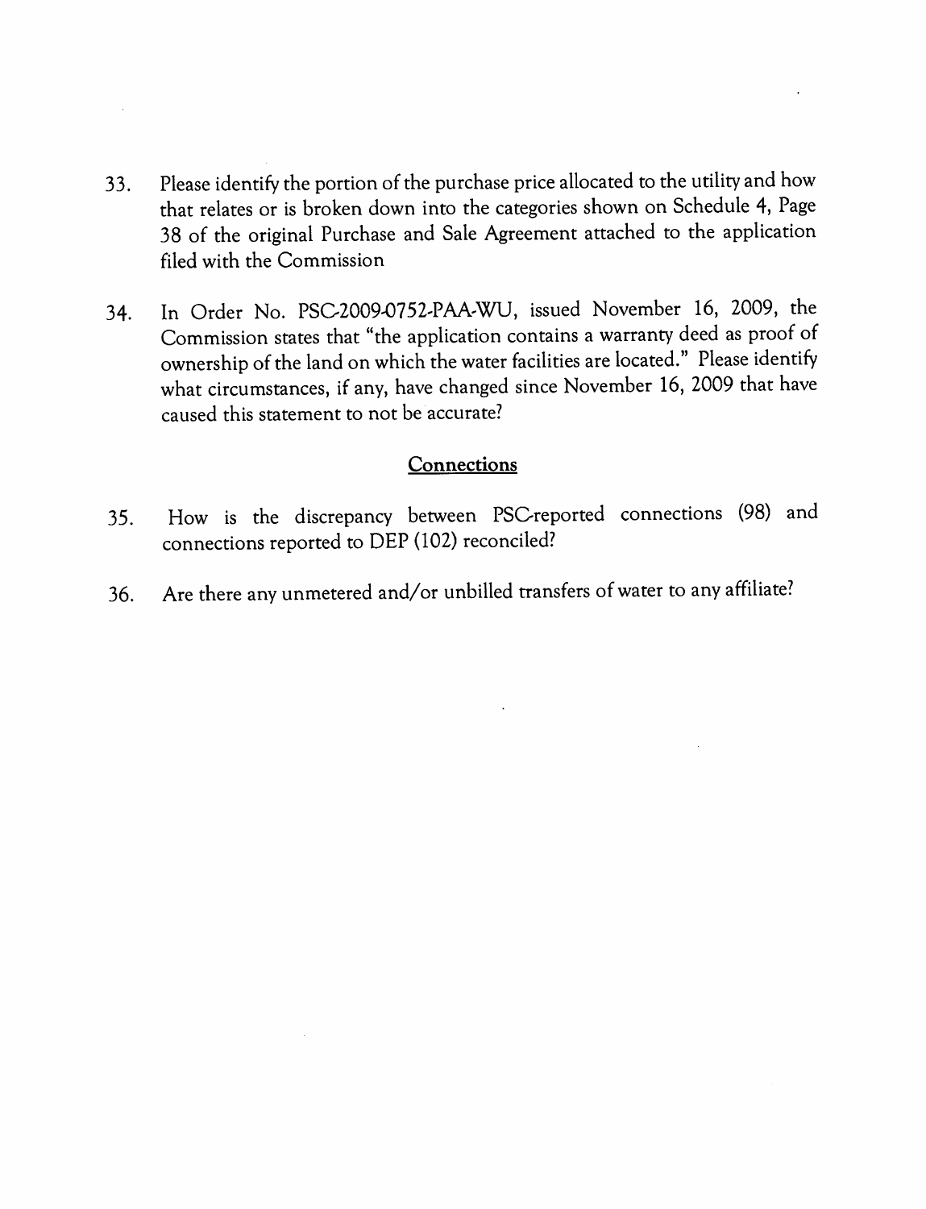33. Please identify the portion of the purchase price allocated to the utility and how that relates or is broken down into the categories shown on Schedule 4, Page 38 of the original Purchase and Sale Agreement attached to the application filed with the Commission

34. In Order No. PSC-2009-0752-PAA-WU, issued November 16, 2009, the Commission states that "the application contains a warranty deed as proof of ownership of the land on which the water facilities are located." Please identify what circumstances, if any, have changed since November 16, 2009 that have caused this statement to not be accurate?

## Connections

35. How is the discrepancy between PSC-reported connections (98) and connections reported to DEP (102) reconciled?

36. Are there any unmetered and/or unbilled transfers of water to any affiliate?